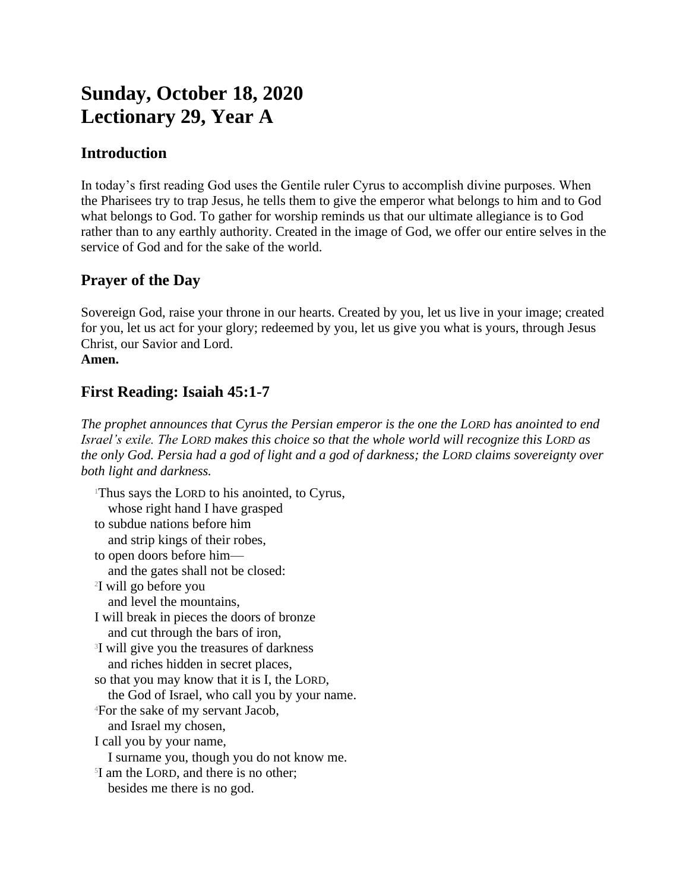# Sunday, October 18, 2020
# Lectionary 29, Year A

## Introduction

In today's first reading God uses the Gentile ruler Cyrus to accomplish divine purposes. When the Pharisees try to trap Jesus, he tells them to give the emperor what belongs to him and to God what belongs to God. To gather for worship reminds us that our ultimate allegiance is to God rather than to any earthly authority. Created in the image of God, we offer our entire selves in the service of God and for the sake of the world.

## Prayer of the Day

Sovereign God, raise your throne in our hearts. Created by you, let us live in your image; created for you, let us act for your glory; redeemed by you, let us give you what is yours, through Jesus Christ, our Savior and Lord.
**Amen.**

## First Reading: Isaiah 45:1-7

*The prophet announces that Cyrus the Persian emperor is the one the LORD has anointed to end Israel's exile. The LORD makes this choice so that the whole world will recognize this LORD as the only God. Persia had a god of light and a god of darkness; the LORD claims sovereignty over both light and darkness.*

[1]Thus says the LORD to his anointed, to Cyrus,
  whose right hand I have grasped
to subdue nations before him
  and strip kings of their robes,
to open doors before him—
  and the gates shall not be closed:
[2]I will go before you
  and level the mountains,
I will break in pieces the doors of bronze
  and cut through the bars of iron,
[3]I will give you the treasures of darkness
  and riches hidden in secret places,
so that you may know that it is I, the LORD,
  the God of Israel, who call you by your name.
[4]For the sake of my servant Jacob,
  and Israel my chosen,
I call you by your name,
  I surname you, though you do not know me.
[5]I am the LORD, and there is no other;
  besides me there is no god.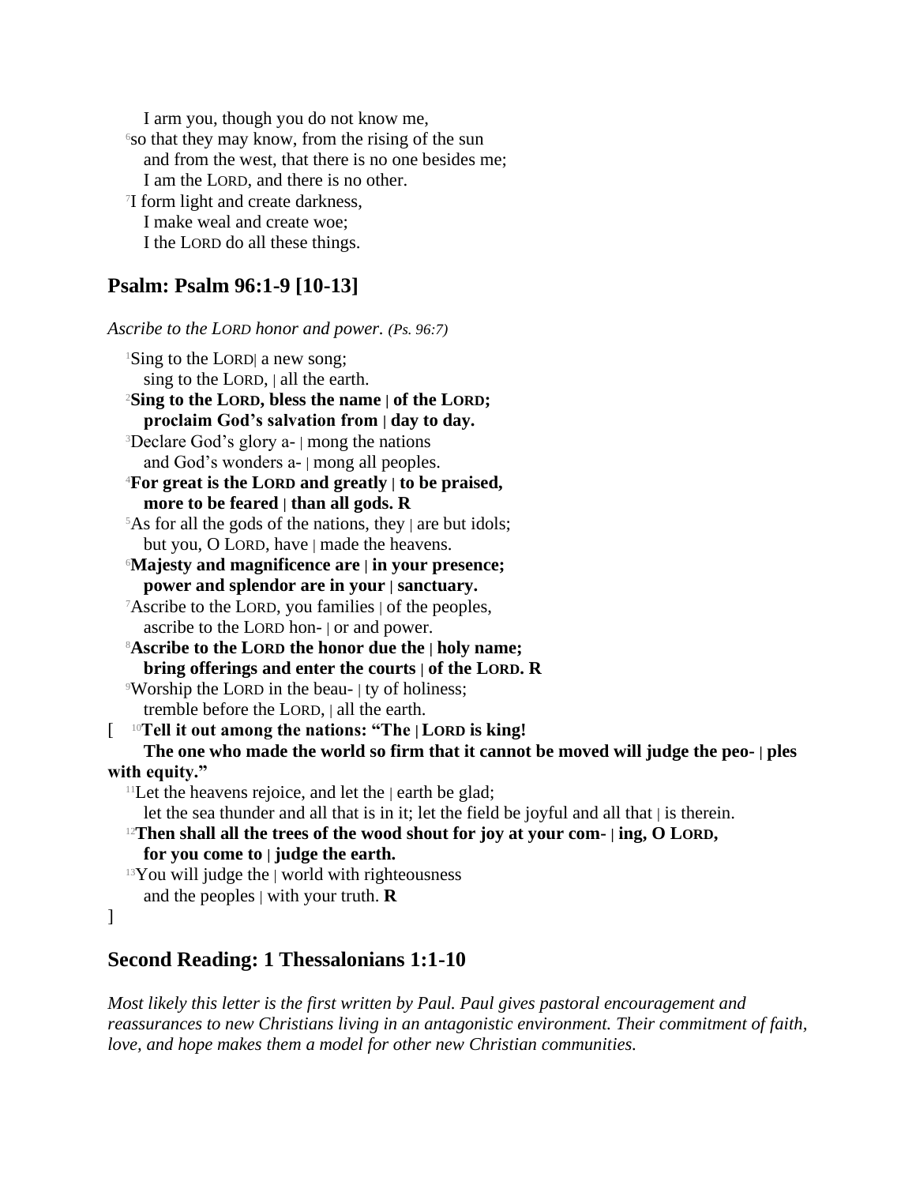I arm you, though you do not know me,
[6]so that they may know, from the rising of the sun
and from the west, that there is no one besides me;
I am the LORD, and there is no other.
[7]I form light and create darkness,
I make weal and create woe;
I the LORD do all these things.

## Psalm: Psalm 96:1-9 [10-13]

*Ascribe to the LORD honor and power. (Ps. 96:7)*

[1]Sing to the LORD| a new song;
sing to the LORD, | all the earth.
**[2]Sing to the LORD, bless the name | of the LORD;**
**proclaim God's salvation from | day to day.**
[3]Declare God's glory a- | mong the nations
and God's wonders a- | mong all peoples.
**[4]For great is the LORD and greatly | to be praised,**
**more to be feared | than all gods. R**
[5]As for all the gods of the nations, they | are but idols;
but you, O LORD, have | made the heavens.
**[6]Majesty and magnificence are | in your presence;**
**power and splendor are in your | sanctuary.**
[7]Ascribe to the LORD, you families | of the peoples,
ascribe to the LORD hon- | or and power.
**[8]Ascribe to the LORD the honor due the | holy name;**
**bring offerings and enter the courts | of the LORD. R**
[9]Worship the LORD in the beau- | ty of holiness;
tremble before the LORD, | all the earth.
[ **[10]Tell it out among the nations: "The | LORD is king!**
**The one who made the world so firm that it cannot be moved will judge the peo- | ples with equity."**
[11]Let the heavens rejoice, and let the | earth be glad;
let the sea thunder and all that is in it; let the field be joyful and all that | is therein.
**[12]Then shall all the trees of the wood shout for joy at your com- | ing, O LORD,**
**for you come to | judge the earth.**
[13]You will judge the | world with righteousness
and the peoples | with your truth. **R**
]

## Second Reading: 1 Thessalonians 1:1-10

*Most likely this letter is the first written by Paul. Paul gives pastoral encouragement and reassurances to new Christians living in an antagonistic environment. Their commitment of faith, love, and hope makes them a model for other new Christian communities.*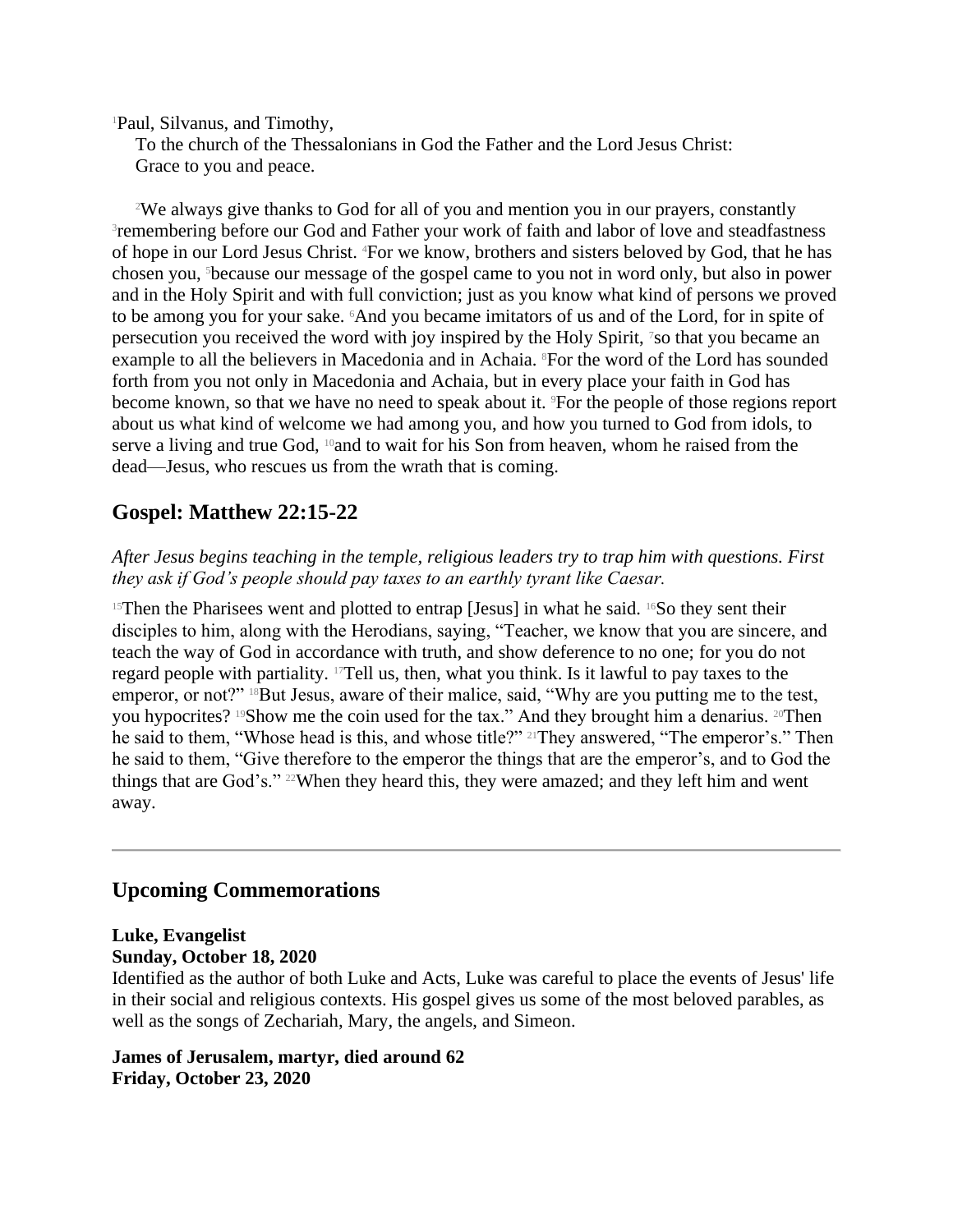[1]Paul, Silvanus, and Timothy,

To the church of the Thessalonians in God the Father and the Lord Jesus Christ:
Grace to you and peace.

[2]We always give thanks to God for all of you and mention you in our prayers, constantly [3]remembering before our God and Father your work of faith and labor of love and steadfastness of hope in our Lord Jesus Christ. [4]For we know, brothers and sisters beloved by God, that he has chosen you, [5]because our message of the gospel came to you not in word only, but also in power and in the Holy Spirit and with full conviction; just as you know what kind of persons we proved to be among you for your sake. [6]And you became imitators of us and of the Lord, for in spite of persecution you received the word with joy inspired by the Holy Spirit, [7]so that you became an example to all the believers in Macedonia and in Achaia. [8]For the word of the Lord has sounded forth from you not only in Macedonia and Achaia, but in every place your faith in God has become known, so that we have no need to speak about it. [9]For the people of those regions report about us what kind of welcome we had among you, and how you turned to God from idols, to serve a living and true God, [10]and to wait for his Son from heaven, whom he raised from the dead—Jesus, who rescues us from the wrath that is coming.

## Gospel: Matthew 22:15-22

*After Jesus begins teaching in the temple, religious leaders try to trap him with questions. First they ask if God's people should pay taxes to an earthly tyrant like Caesar.*

[15]Then the Pharisees went and plotted to entrap [Jesus] in what he said. [16]So they sent their disciples to him, along with the Herodians, saying, "Teacher, we know that you are sincere, and teach the way of God in accordance with truth, and show deference to no one; for you do not regard people with partiality. [17]Tell us, then, what you think. Is it lawful to pay taxes to the emperor, or not?" [18]But Jesus, aware of their malice, said, "Why are you putting me to the test, you hypocrites? [19]Show me the coin used for the tax." And they brought him a denarius. [20]Then he said to them, "Whose head is this, and whose title?" [21]They answered, "The emperor's." Then he said to them, "Give therefore to the emperor the things that are the emperor's, and to God the things that are God's." [22]When they heard this, they were amazed; and they left him and went away.

---

## Upcoming Commemorations

**Luke, Evangelist**
**Sunday, October 18, 2020**
Identified as the author of both Luke and Acts, Luke was careful to place the events of Jesus' life in their social and religious contexts. His gospel gives us some of the most beloved parables, as well as the songs of Zechariah, Mary, the angels, and Simeon.

**James of Jerusalem, martyr, died around 62**
**Friday, October 23, 2020**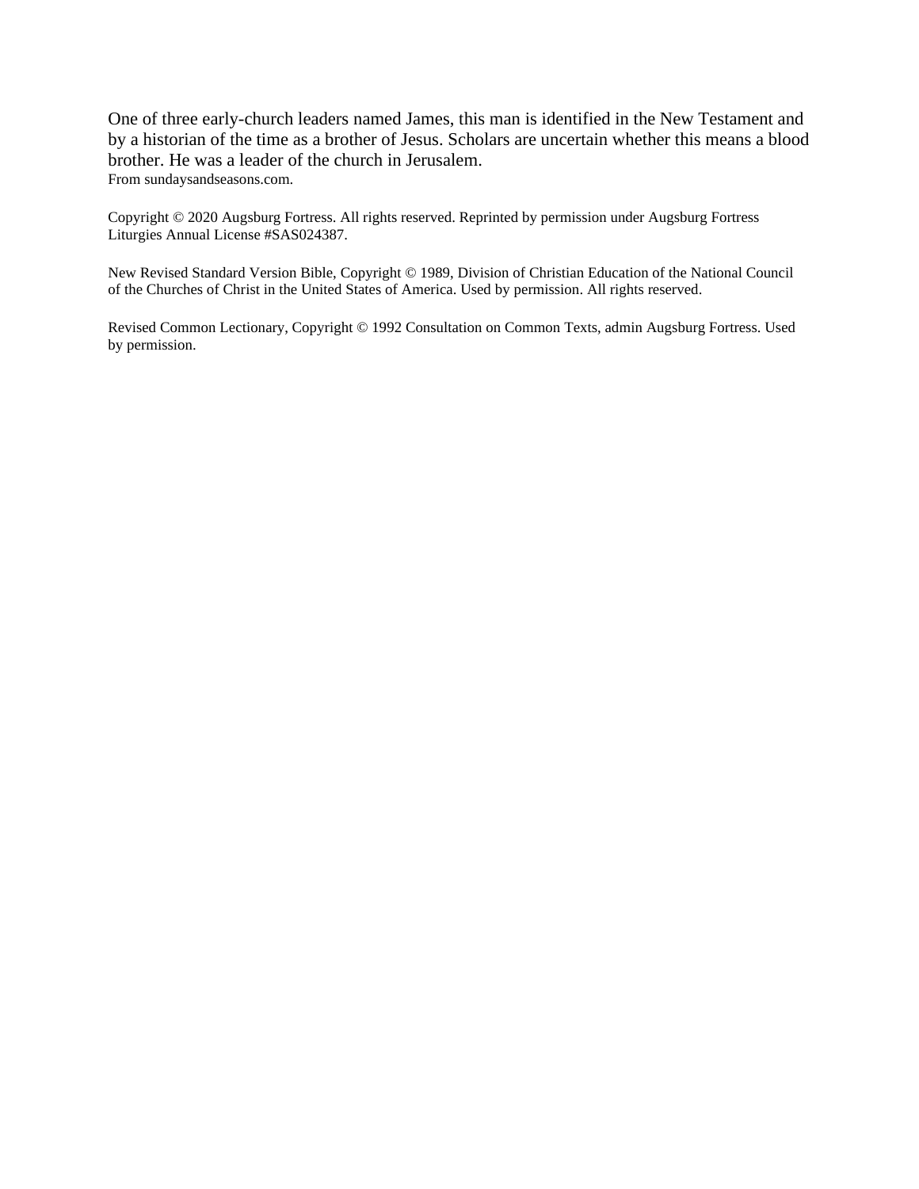One of three early-church leaders named James, this man is identified in the New Testament and by a historian of the time as a brother of Jesus. Scholars are uncertain whether this means a blood brother. He was a leader of the church in Jerusalem.
From sundaysandseasons.com.

Copyright © 2020 Augsburg Fortress. All rights reserved. Reprinted by permission under Augsburg Fortress Liturgies Annual License #SAS024387.

New Revised Standard Version Bible, Copyright © 1989, Division of Christian Education of the National Council of the Churches of Christ in the United States of America. Used by permission. All rights reserved.

Revised Common Lectionary, Copyright © 1992 Consultation on Common Texts, admin Augsburg Fortress. Used by permission.